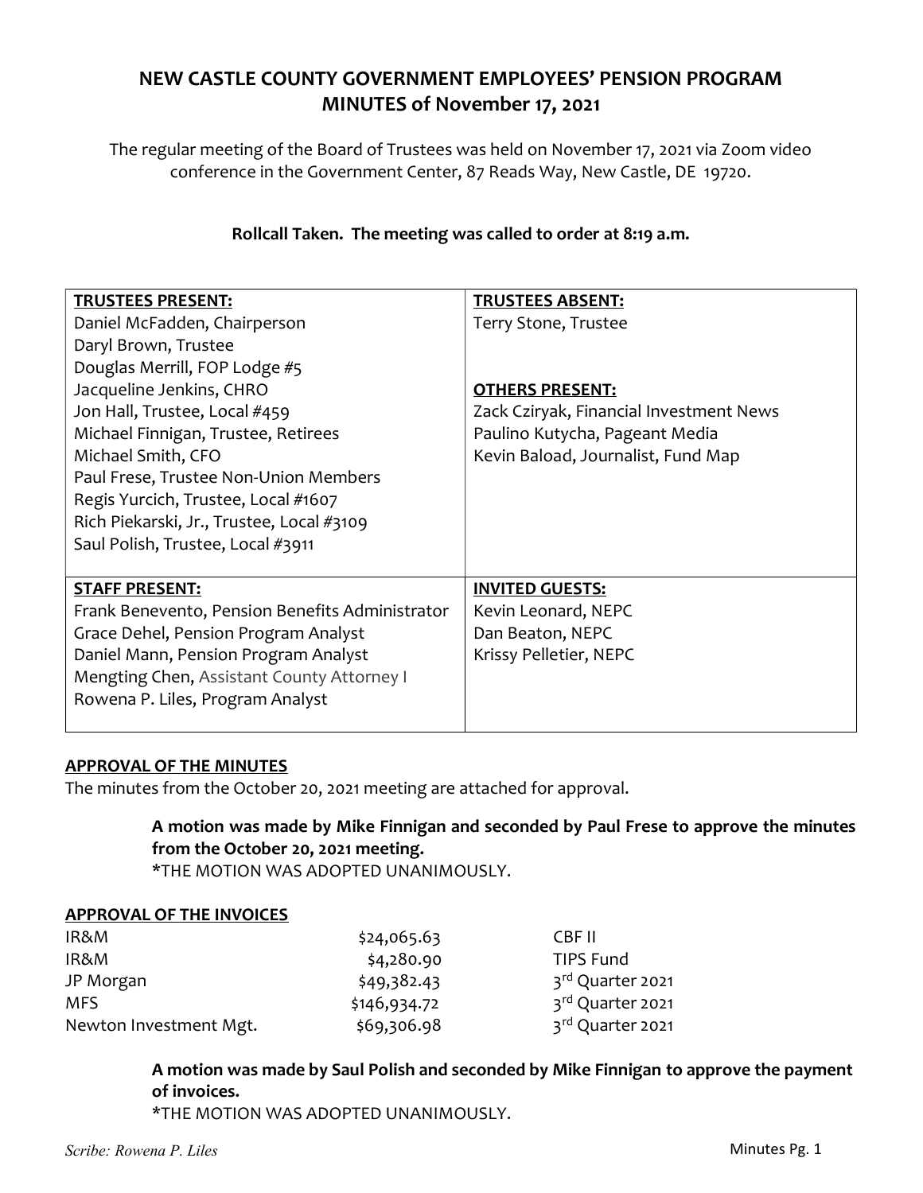# NEW CASTLE COUNTY GOVERNMENT EMPLOYEES' PENSION PROGRAM
# MINUTES of November 17, 2021

The regular meeting of the Board of Trustees was held on November 17, 2021 via Zoom video conference in the Government Center, 87 Reads Way, New Castle, DE 19720.

**Rollcall Taken. The meeting was called to order at 8:19 a.m.**

| **TRUSTEES PRESENT:** | **TRUSTEES ABSENT:** |
|---|---|
| Daniel McFadden, Chairperson | Terry Stone, Trustee |
| Daryl Brown, Trustee | |
| Douglas Merrill, FOP Lodge #5 | |
| Jacqueline Jenkins, CHRO | **OTHERS PRESENT:** |
| Jon Hall, Trustee, Local #459 | Zack Cziryak, Financial Investment News |
| Michael Finnigan, Trustee, Retirees | Paulino Kutycha, Pageant Media |
| Michael Smith, CFO | Kevin Baload, Journalist, Fund Map |
| Paul Frese, Trustee Non-Union Members | |
| Regis Yurcich, Trustee, Local #1607 | |
| Rich Piekarski, Jr., Trustee, Local #3109 | |
| Saul Polish, Trustee, Local #3911 | |
| **STAFF PRESENT:** | **INVITED GUESTS:** |
| Frank Benevento, Pension Benefits Administrator | Kevin Leonard, NEPC |
| Grace Dehel, Pension Program Analyst | Dan Beaton, NEPC |
| Daniel Mann, Pension Program Analyst | Krissy Pelletier, NEPC |
| Mengting Chen, Assistant County Attorney I | |
| Rowena P. Liles, Program Analyst | |

## APPROVAL OF THE MINUTES

The minutes from the October 20, 2021 meeting are attached for approval.

> **A motion was made by Mike Finnigan and seconded by Paul Frese to approve the minutes from the October 20, 2021 meeting.**
> *THE MOTION WAS ADOPTED UNANIMOUSLY.

## APPROVAL OF THE INVOICES

| | | |
|---|---|---|
| IR&M | $24,065.63 | CBF II |
| IR&M | $4,280.90 | TIPS Fund |
| JP Morgan | $49,382.43 | 3rd Quarter 2021 |
| MFS | $146,934.72 | 3rd Quarter 2021 |
| Newton Investment Mgt. | $69,306.98 | 3rd Quarter 2021 |

> **A motion was made by Saul Polish and seconded by Mike Finnigan to approve the payment of invoices.**
> *THE MOTION WAS ADOPTED UNANIMOUSLY.

*Scribe: Rowena P. Liles*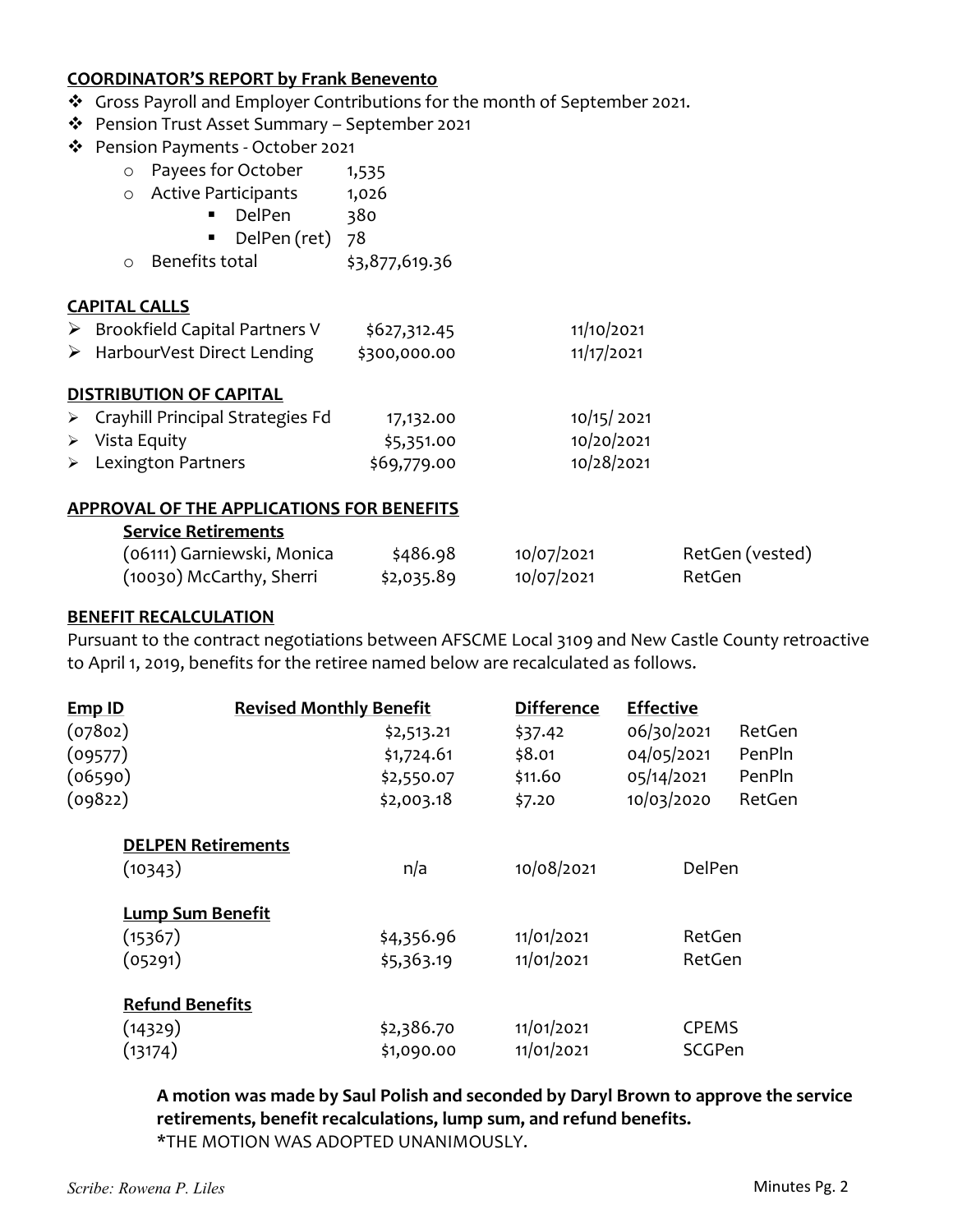**COORDINATOR'S REPORT by Frank Benevento**

- Gross Payroll and Employer Contributions for the month of September 2021.
- Pension Trust Asset Summary – September 2021
- Pension Payments - October 2021
  - Payees for October 1,535
  - Active Participants 1,026
    - DelPen 380
    - DelPen (ret) 78
  - Benefits total $3,877,619.36

**CAPITAL CALLS**

| | | |
|---|---|---|
| Brookfield Capital Partners V | $627,312.45 | 11/10/2021 |
| HarbourVest Direct Lending | $300,000.00 | 11/17/2021 |

**DISTRIBUTION OF CAPITAL**

| | | |
|---|---|---|
| Crayhill Principal Strategies Fd | 17,132.00 | 10/15/ 2021 |
| Vista Equity | $5,351.00 | 10/20/2021 |
| Lexington Partners | $69,779.00 | 10/28/2021 |

**APPROVAL OF THE APPLICATIONS FOR BENEFITS**

**Service Retirements**

| | | | |
|---|---|---|---|
| (06111) Garniewski, Monica | $486.98 | 10/07/2021 | RetGen (vested) |
| (10030) McCarthy, Sherri | $2,035.89 | 10/07/2021 | RetGen |

**BENEFIT RECALCULATION**

Pursuant to the contract negotiations between AFSCME Local 3109 and New Castle County retroactive to April 1, 2019, benefits for the retiree named below are recalculated as follows.

| Emp ID | Revised Monthly Benefit | Difference | Effective | |
|---|---|---|---|---|
| (07802) | $2,513.21 | $37.42 | 06/30/2021 | RetGen |
| (09577) | $1,724.61 | $8.01 | 04/05/2021 | PenPln |
| (06590) | $2,550.07 | $11.60 | 05/14/2021 | PenPln |
| (09822) | $2,003.18 | $7.20 | 10/03/2020 | RetGen |

**DELPEN Retirements**

| | | | |
|---|---|---|---|
| (10343) | n/a | 10/08/2021 | DelPen |

**Lump Sum Benefit**

| | | | |
|---|---|---|---|
| (15367) | $4,356.96 | 11/01/2021 | RetGen |
| (05291) | $5,363.19 | 11/01/2021 | RetGen |

**Refund Benefits**

| | | | |
|---|---|---|---|
| (14329) | $2,386.70 | 11/01/2021 | CPEMS |
| (13174) | $1,090.00 | 11/01/2021 | SCGPen |

**A motion was made by Saul Polish and seconded by Daryl Brown to approve the service retirements, benefit recalculations, lump sum, and refund benefits.**
*THE MOTION WAS ADOPTED UNANIMOUSLY.

*Scribe: Rowena P. Liles*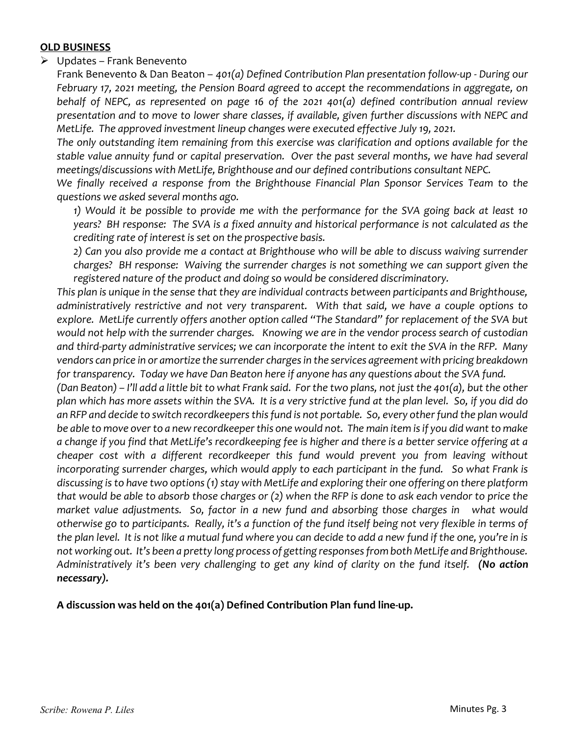## **OLD BUSINESS**

- Updates – Frank Benevento

  Frank Benevento & Dan Beaton – *401(a) Defined Contribution Plan presentation follow-up - During our February 17, 2021 meeting, the Pension Board agreed to accept the recommendations in aggregate, on behalf of NEPC, as represented on page 16 of the 2021 401(a) defined contribution annual review presentation and to move to lower share classes, if available, given further discussions with NEPC and MetLife. The approved investment lineup changes were executed effective July 19, 2021.*

  *The only outstanding item remaining from this exercise was clarification and options available for the stable value annuity fund or capital preservation. Over the past several months, we have had several meetings/discussions with MetLife, Brighthouse and our defined contributions consultant NEPC.*

  *We finally received a response from the Brighthouse Financial Plan Sponsor Services Team to the questions we asked several months ago.*

  *1) Would it be possible to provide me with the performance for the SVA going back at least 10 years? BH response: The SVA is a fixed annuity and historical performance is not calculated as the crediting rate of interest is set on the prospective basis.*

  *2) Can you also provide me a contact at Brighthouse who will be able to discuss waiving surrender charges? BH response: Waiving the surrender charges is not something we can support given the registered nature of the product and doing so would be considered discriminatory.*

  *This plan is unique in the sense that they are individual contracts between participants and Brighthouse, administratively restrictive and not very transparent. With that said, we have a couple options to explore. MetLife currently offers another option called "The Standard" for replacement of the SVA but would not help with the surrender charges. Knowing we are in the vendor process search of custodian and third-party administrative services; we can incorporate the intent to exit the SVA in the RFP. Many vendors can price in or amortize the surrender charges in the services agreement with pricing breakdown for transparency. Today we have Dan Beaton here if anyone has any questions about the SVA fund.*

  *(Dan Beaton) – I'll add a little bit to what Frank said. For the two plans, not just the 401(a), but the other plan which has more assets within the SVA. It is a very strictive fund at the plan level. So, if you did do an RFP and decide to switch recordkeepers this fund is not portable. So, every other fund the plan would be able to move over to a new recordkeeper this one would not. The main item is if you did want to make a change if you find that MetLife's recordkeeping fee is higher and there is a better service offering at a cheaper cost with a different recordkeeper this fund would prevent you from leaving without incorporating surrender charges, which would apply to each participant in the fund. So what Frank is discussing is to have two options (1) stay with MetLife and exploring their one offering on there platform that would be able to absorb those charges or (2) when the RFP is done to ask each vendor to price the market value adjustments. So, factor in a new fund and absorbing those charges in what would otherwise go to participants. Really, it's a function of the fund itself being not very flexible in terms of the plan level. It is not like a mutual fund where you can decide to add a new fund if the one, you're in is not working out. It's been a pretty long process of getting responses from both MetLife and Brighthouse. Administratively it's been very challenging to get any kind of clarity on the fund itself.* ***(No action necessary).***

**A discussion was held on the 401(a) Defined Contribution Plan fund line-up.**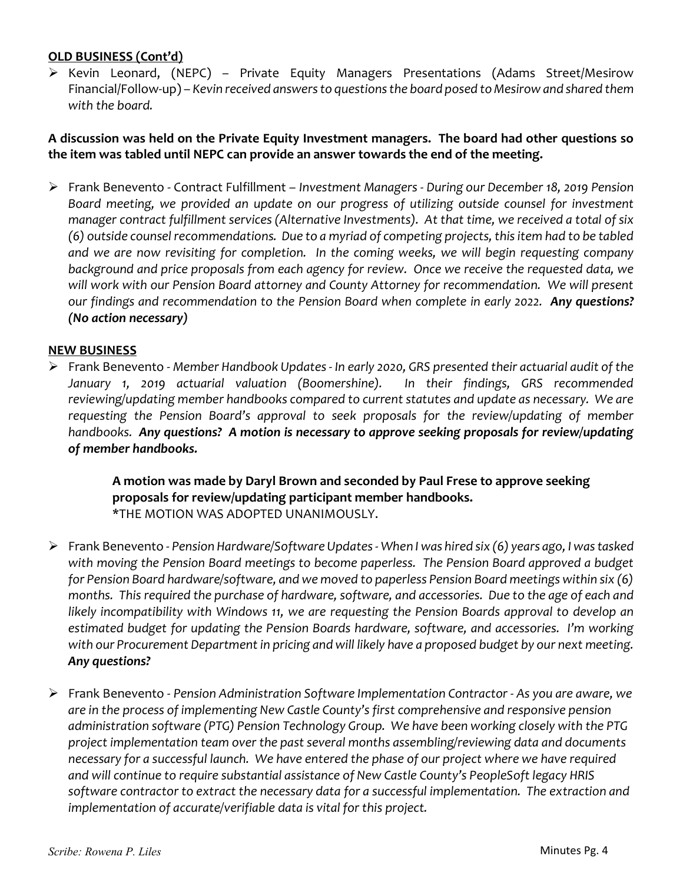**OLD BUSINESS (Cont'd)**

- Kevin Leonard, (NEPC) – Private Equity Managers Presentations (Adams Street/Mesirow Financial/Follow-up) – *Kevin received answers to questions the board posed to Mesirow and shared them with the board.*

**A discussion was held on the Private Equity Investment managers. The board had other questions so the item was tabled until NEPC can provide an answer towards the end of the meeting.**

- Frank Benevento - Contract Fulfillment – *Investment Managers - During our December 18, 2019 Pension Board meeting, we provided an update on our progress of utilizing outside counsel for investment manager contract fulfillment services (Alternative Investments). At that time, we received a total of six (6) outside counsel recommendations. Due to a myriad of competing projects, this item had to be tabled and we are now revisiting for completion. In the coming weeks, we will begin requesting company background and price proposals from each agency for review. Once we receive the requested data, we will work with our Pension Board attorney and County Attorney for recommendation. We will present our findings and recommendation to the Pension Board when complete in early 2022.* ***Any questions? (No action necessary)***

**NEW BUSINESS**

- Frank Benevento - *Member Handbook Updates - In early 2020, GRS presented their actuarial audit of the January 1, 2019 actuarial valuation (Boomershine). In their findings, GRS recommended reviewing/updating member handbooks compared to current statutes and update as necessary. We are requesting the Pension Board's approval to seek proposals for the review/updating of member handbooks.* ***Any questions? A motion is necessary to approve seeking proposals for review/updating of member handbooks.***

  **A motion was made by Daryl Brown and seconded by Paul Frese to approve seeking proposals for review/updating participant member handbooks.**
  *THE MOTION WAS ADOPTED UNANIMOUSLY.

- Frank Benevento - *Pension Hardware/Software Updates - When I was hired six (6) years ago, I was tasked with moving the Pension Board meetings to become paperless. The Pension Board approved a budget for Pension Board hardware/software, and we moved to paperless Pension Board meetings within six (6) months. This required the purchase of hardware, software, and accessories. Due to the age of each and likely incompatibility with Windows 11, we are requesting the Pension Boards approval to develop an estimated budget for updating the Pension Boards hardware, software, and accessories. I'm working with our Procurement Department in pricing and will likely have a proposed budget by our next meeting.* ***Any questions?***

- Frank Benevento - *Pension Administration Software Implementation Contractor - As you are aware, we are in the process of implementing New Castle County's first comprehensive and responsive pension administration software (PTG) Pension Technology Group. We have been working closely with the PTG project implementation team over the past several months assembling/reviewing data and documents necessary for a successful launch. We have entered the phase of our project where we have required and will continue to require substantial assistance of New Castle County's PeopleSoft legacy HRIS software contractor to extract the necessary data for a successful implementation. The extraction and implementation of accurate/verifiable data is vital for this project.*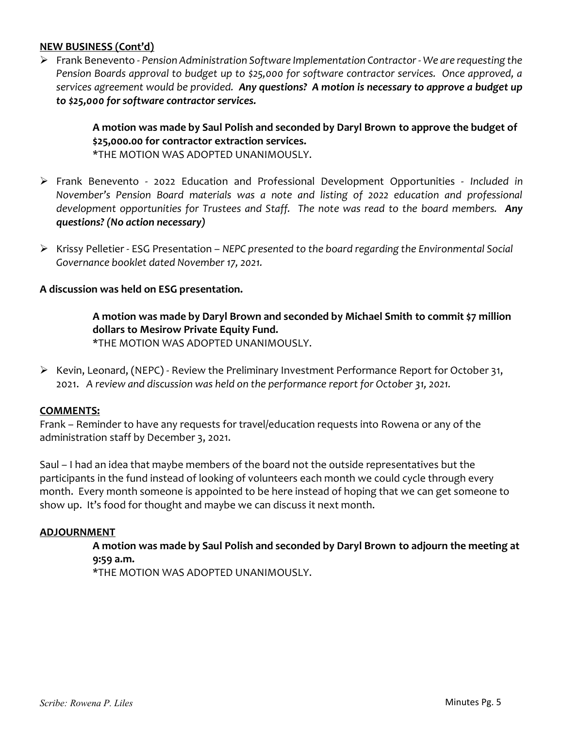**NEW BUSINESS (Cont'd)**

- Frank Benevento - *Pension Administration Software Implementation Contractor - We are requesting the Pension Boards approval to budget up to $25,000 for software contractor services. Once approved, a services agreement would be provided.* ***Any questions? A motion is necessary to approve a budget up to $25,000 for software contractor services.***

  **A motion was made by Saul Polish and seconded by Daryl Brown to approve the budget of $25,000.00 for contractor extraction services.**
  *THE MOTION WAS ADOPTED UNANIMOUSLY.

- Frank Benevento - 2022 Education and Professional Development Opportunities - *Included in November's Pension Board materials was a note and listing of 2022 education and professional development opportunities for Trustees and Staff. The note was read to the board members.* ***Any questions? (No action necessary)***

- Krissy Pelletier - ESG Presentation – *NEPC presented to the board regarding the Environmental Social Governance booklet dated November 17, 2021.*

**A discussion was held on ESG presentation.**

**A motion was made by Daryl Brown and seconded by Michael Smith to commit $7 million dollars to Mesirow Private Equity Fund.**
*THE MOTION WAS ADOPTED UNANIMOUSLY.

- Kevin, Leonard, (NEPC) - Review the Preliminary Investment Performance Report for October 31, 2021. *A review and discussion was held on the performance report for October 31, 2021.*

**COMMENTS:**

Frank – Reminder to have any requests for travel/education requests into Rowena or any of the administration staff by December 3, 2021.

Saul – I had an idea that maybe members of the board not the outside representatives but the participants in the fund instead of looking of volunteers each month we could cycle through every month. Every month someone is appointed to be here instead of hoping that we can get someone to show up. It's food for thought and maybe we can discuss it next month.

**ADJOURNMENT**

**A motion was made by Saul Polish and seconded by Daryl Brown to adjourn the meeting at 9:59 a.m.**
*THE MOTION WAS ADOPTED UNANIMOUSLY.

*Scribe: Rowena P. Liles*